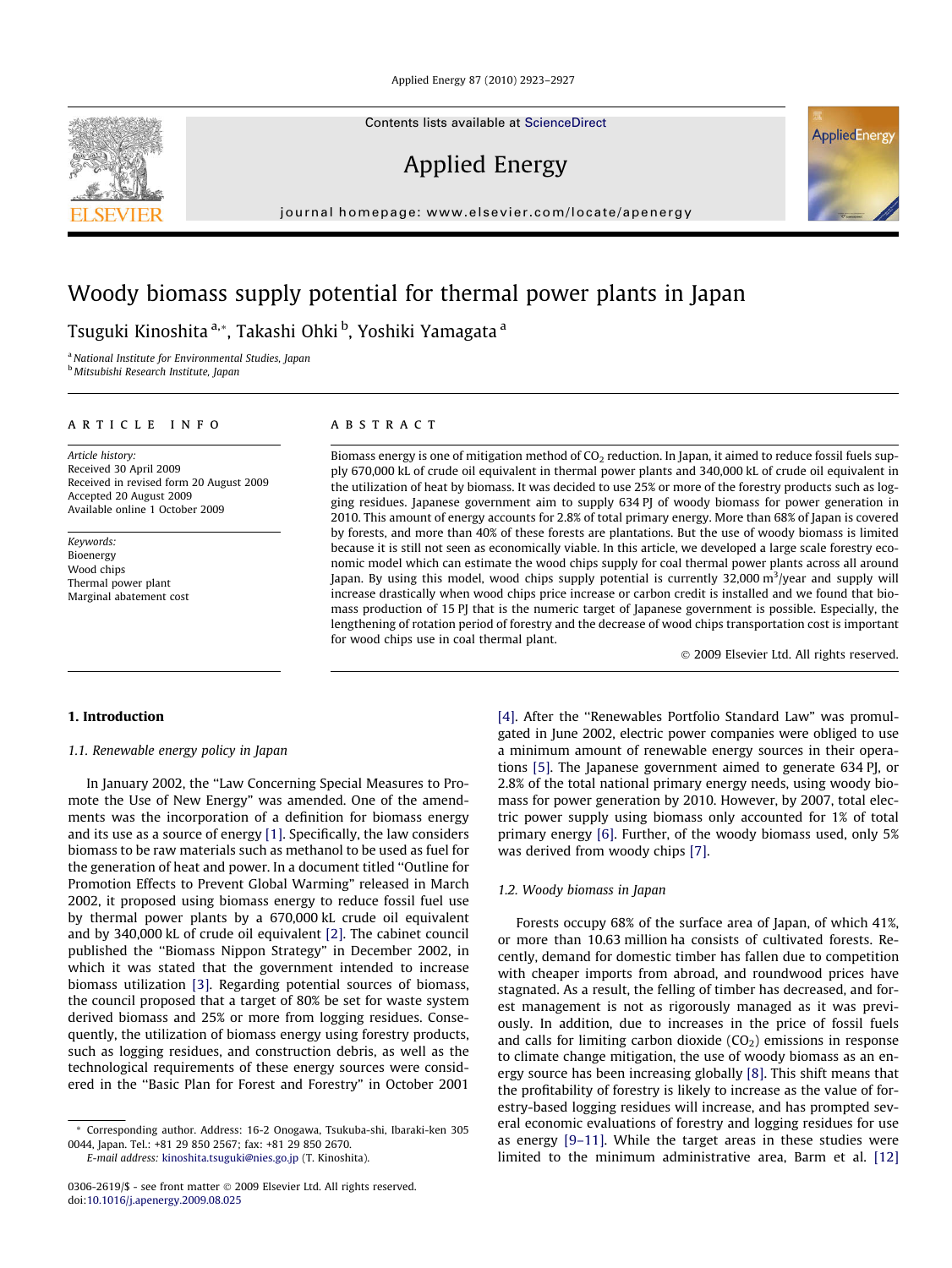# Woody biomass supply potential for thermal power plants in Japan

Tsuguki Kinoshita [a,*], Takashi Ohki [b], Yoshiki Yamagata [a]

[a] National Institute for Environmental Studies, Japan
[b] Mitsubishi Research Institute, Japan

## ARTICLE INFO

*Article history:*
Received 30 April 2009
Received in revised form 20 August 2009
Accepted 20 August 2009
Available online 1 October 2009

*Keywords:*
Bioenergy
Wood chips
Thermal power plant
Marginal abatement cost

## ABSTRACT

Biomass energy is one of mitigation method of $CO_2$ reduction. In Japan, it aimed to reduce fossil fuels supply 670,000 kL of crude oil equivalent in thermal power plants and 340,000 kL of crude oil equivalent in the utilization of heat by biomass. It was decided to use 25% or more of the forestry products such as logging residues. Japanese government aim to supply 634 PJ of woody biomass for power generation in 2010. This amount of energy accounts for 2.8% of total primary energy. More than 68% of Japan is covered by forests, and more than 40% of these forests are plantations. But the use of woody biomass is limited because it is still not seen as economically viable. In this article, we developed a large scale forestry economic model which can estimate the wood chips supply for coal thermal power plants across all around Japan. By using this model, wood chips supply potential is currently 32,000 $m^3$/year and supply will increase drastically when wood chips price increase or carbon credit is installed and we found that biomass production of 15 PJ that is the numeric target of Japanese government is possible. Especially, the lengthening of rotation period of forestry and the decrease of wood chips transportation cost is important for wood chips use in coal thermal plant.

© 2009 Elsevier Ltd. All rights reserved.

## 1. Introduction

### 1.1. Renewable energy policy in Japan

In January 2002, the "Law Concerning Special Measures to Promote the Use of New Energy" was amended. One of the amendments was the incorporation of a definition for biomass energy and its use as a source of energy [1]. Specifically, the law considers biomass to be raw materials such as methanol to be used as fuel for the generation of heat and power. In a document titled "Outline for Promotion Effects to Prevent Global Warming" released in March 2002, it proposed using biomass energy to reduce fossil fuel use by thermal power plants by a 670,000 kL crude oil equivalent and by 340,000 kL of crude oil equivalent [2]. The cabinet council published the "Biomass Nippon Strategy" in December 2002, in which it was stated that the government intended to increase biomass utilization [3]. Regarding potential sources of biomass, the council proposed that a target of 80% be set for waste system derived biomass and 25% or more from logging residues. Consequently, the utilization of biomass energy using forestry products, such as logging residues, and construction debris, as well as the technological requirements of these energy sources were considered in the "Basic Plan for Forest and Forestry" in October 2001 [4]. After the "Renewables Portfolio Standard Law" was promulgated in June 2002, electric power companies were obliged to use a minimum amount of renewable energy sources in their operations [5]. The Japanese government aimed to generate 634 PJ, or 2.8% of the total national primary energy needs, using woody biomass for power generation by 2010. However, by 2007, total electric power supply using biomass only accounted for 1% of total primary energy [6]. Further, of the woody biomass used, only 5% was derived from woody chips [7].

### 1.2. Woody biomass in Japan

Forests occupy 68% of the surface area of Japan, of which 41%, or more than 10.63 million ha consists of cultivated forests. Recently, demand for domestic timber has fallen due to competition with cheaper imports from abroad, and roundwood prices have stagnated. As a result, the felling of timber has decreased, and forest management is not as rigorously managed as it was previously. In addition, due to increases in the price of fossil fuels and calls for limiting carbon dioxide ($CO_2$) emissions in response to climate change mitigation, the use of woody biomass as an energy source has been increasing globally [8]. This shift means that the profitability of forestry is likely to increase as the value of forestry-based logging residues will increase, and has prompted several economic evaluations of forestry and logging residues for use as energy [9–11]. While the target areas in these studies were limited to the minimum administrative area, Barm et al. [12]

---

* Corresponding author. Address: 16-2 Onogawa, Tsukuba-shi, Ibaraki-ken 305 0044, Japan. Tel.: +81 29 850 2567; fax: +81 29 850 2670.
*E-mail address:* kinoshita.tsuguki@nies.go.jp (T. Kinoshita).

0306-2619/$ - see front matter © 2009 Elsevier Ltd. All rights reserved.
doi:10.1016/j.apenergy.2009.08.025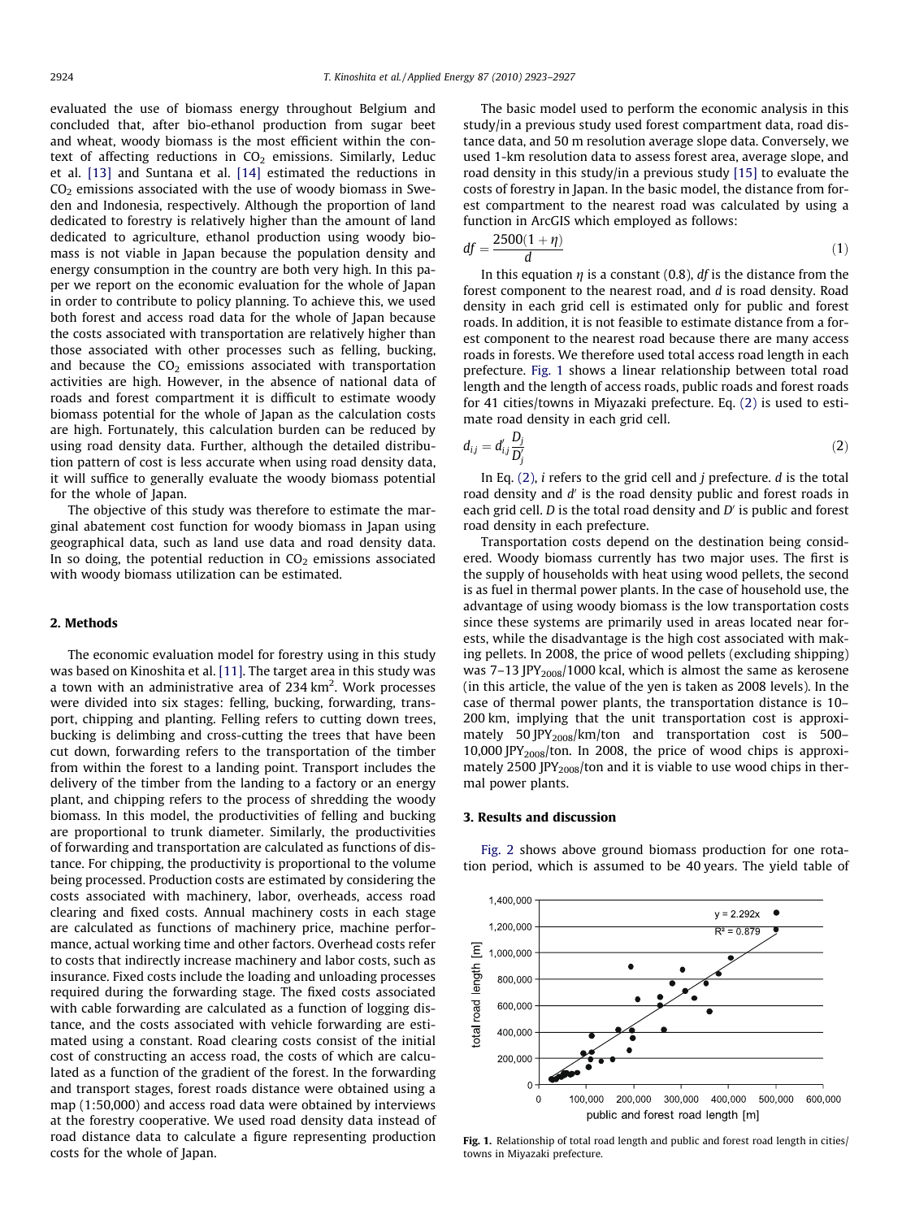evaluated the use of biomass energy throughout Belgium and concluded that, after bio-ethanol production from sugar beet and wheat, woody biomass is the most efficient within the context of affecting reductions in $CO_2$ emissions. Similarly, Leduc et al. [13] and Suntana et al. [14] estimated the reductions in $CO_2$ emissions associated with the use of woody biomass in Sweden and Indonesia, respectively. Although the proportion of land dedicated to forestry is relatively higher than the amount of land dedicated to agriculture, ethanol production using woody biomass is not viable in Japan because the population density and energy consumption in the country are both very high. In this paper we report on the economic evaluation for the whole of Japan in order to contribute to policy planning. To achieve this, we used both forest and access road data for the whole of Japan because the costs associated with transportation are relatively higher than those associated with other processes such as felling, bucking, and because the $CO_2$ emissions associated with transportation activities are high. However, in the absence of national data of roads and forest compartment it is difficult to estimate woody biomass potential for the whole of Japan as the calculation costs are high. Fortunately, this calculation burden can be reduced by using road density data. Further, although the detailed distribution pattern of cost is less accurate when using road density data, it will suffice to generally evaluate the woody biomass potential for the whole of Japan.

The objective of this study was therefore to estimate the marginal abatement cost function for woody biomass in Japan using geographical data, such as land use data and road density data. In so doing, the potential reduction in $CO_2$ emissions associated with woody biomass utilization can be estimated.

## 2. Methods

The economic evaluation model for forestry using in this study was based on Kinoshita et al. [11]. The target area in this study was a town with an administrative area of 234 $km^2$. Work processes were divided into six stages: felling, bucking, forwarding, transport, chipping and planting. Felling refers to cutting down trees, bucking is delimbing and cross-cutting the trees that have been cut down, forwarding refers to the transportation of the timber from within the forest to a landing point. Transport includes the delivery of the timber from the landing to a factory or an energy plant, and chipping refers to the process of shredding the woody biomass. In this model, the productivities of felling and bucking are proportional to trunk diameter. Similarly, the productivities of forwarding and transportation are calculated as functions of distance. For chipping, the productivity is proportional to the volume being processed. Production costs are estimated by considering the costs associated with machinery, labor, overheads, access road clearing and fixed costs. Annual machinery costs in each stage are calculated as functions of machinery price, machine performance, actual working time and other factors. Overhead costs refer to costs that indirectly increase machinery and labor costs, such as insurance. Fixed costs include the loading and unloading processes required during the forwarding stage. The fixed costs associated with cable forwarding are calculated as a function of logging distance, and the costs associated with vehicle forwarding are estimated using a constant. Road clearing costs consist of the initial cost of constructing an access road, the costs of which are calculated as a function of the gradient of the forest. In the forwarding and transport stages, forest roads distance were obtained using a map (1:50,000) and access road data were obtained by interviews at the forestry cooperative. We used road density data instead of road distance data to calculate a figure representing production costs for the whole of Japan.

The basic model used to perform the economic analysis in this study/in a previous study used forest compartment data, road distance data, and 50 m resolution average slope data. Conversely, we used 1-km resolution data to assess forest area, average slope, and road density in this study/in a previous study [15] to evaluate the costs of forestry in Japan. In the basic model, the distance from forest compartment to the nearest road was calculated by using a function in ArcGIS which employed as follows:

$$df = \frac{2500(1+\eta)}{d} \tag{1}$$

In this equation $\eta$ is a constant (0.8), $df$ is the distance from the forest component to the nearest road, and $d$ is road density. Road density in each grid cell is estimated only for public and forest roads. In addition, it is not feasible to estimate distance from a forest component to the nearest road because there are many access roads in forests. We therefore used total access road length in each prefecture. Fig. 1 shows a linear relationship between total road length and the length of access roads, public roads and forest roads for 41 cities/towns in Miyazaki prefecture. Eq. (2) is used to estimate road density in each grid cell.

$$d_{ij} = d'_{ij}\frac{D_j}{D'_j} \tag{2}$$

In Eq. (2), $i$ refers to the grid cell and $j$ prefecture. $d$ is the total road density and $d'$ is the road density public and forest roads in each grid cell. $D$ is the total road density and $D'$ is public and forest road density in each prefecture.

Transportation costs depend on the destination being considered. Woody biomass currently has two major uses. The first is the supply of households with heat using wood pellets, the second is as fuel in thermal power plants. In the case of household use, the advantage of using woody biomass is the low transportation costs since these systems are primarily used in areas located near forests, while the disadvantage is the high cost associated with making pellets. In 2008, the price of wood pellets (excluding shipping) was 7–13 $JPY_{2008}$/1000 kcal, which is almost the same as kerosene (in this article, the value of the yen is taken as 2008 levels). In the case of thermal power plants, the transportation distance is 10–200 km, implying that the unit transportation cost is approximately 50 $JPY_{2008}$/km/ton and transportation cost is 500–10,000 $JPY_{2008}$/ton. In 2008, the price of wood chips is approximately 2500 $JPY_{2008}$/ton and it is viable to use wood chips in thermal power plants.

## 3. Results and discussion

Fig. 2 shows above ground biomass production for one rotation period, which is assumed to be 40 years. The yield table of

Fig. 1. Relationship of total road length and public and forest road length in cities/towns in Miyazaki prefecture.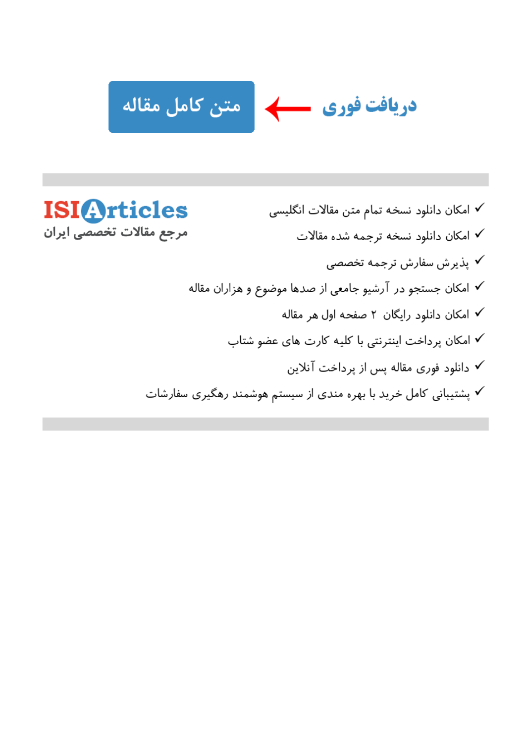دریافت فوری ← متن کامل مقاله

ISIArticles
مرجع مقالات تخصصی ایران

- ✓ امکان دانلود نسخه تمام متن مقالات انگلیسی
- ✓ امکان دانلود نسخه ترجمه شده مقالات
- ✓ پذیرش سفارش ترجمه تخصصی
- ✓ امکان جستجو در آرشیو جامعی از صدها موضوع و هزاران مقاله
- ✓ امکان دانلود رایگان ۲ صفحه اول هر مقاله
- ✓ امکان پرداخت اینترنتی با کلیه کارت های عضو شتاب
- ✓ دانلود فوری مقاله پس از پرداخت آنلاین
- ✓ پشتیبانی کامل خرید با بهره مندی از سیستم هوشمند رهگیری سفارشات